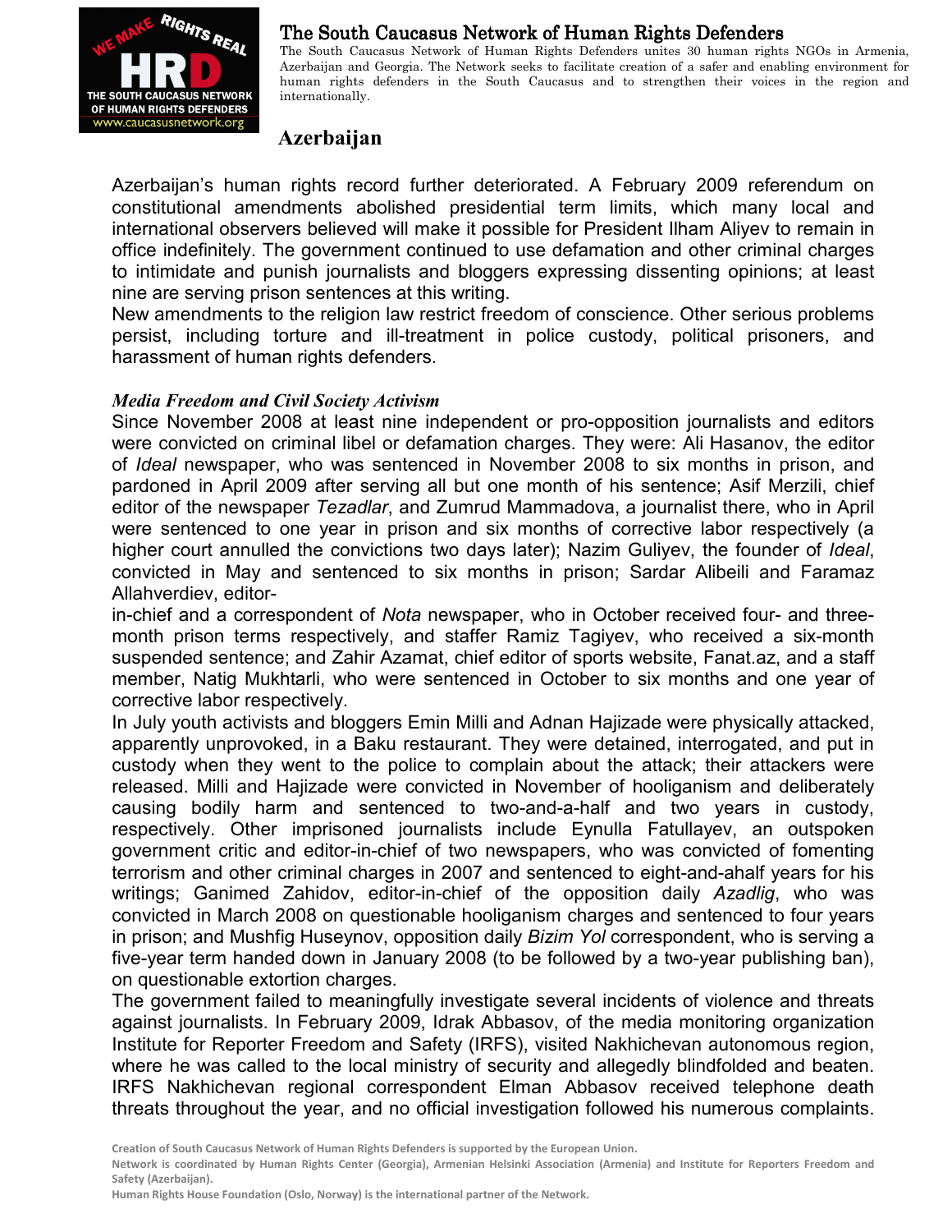# The South Caucasus Network of Human Rights Defenders

The South Caucasus Network of Human Rights Defenders unites 30 human rights NGOs in Armenia, Azerbaijan and Georgia. The Network seeks to facilitate creation of a safer and enabling environment for human rights defenders in the South Caucasus and to strengthen their voices in the region and internationally.

## Azerbaijan

Azerbaijan's human rights record further deteriorated. A February 2009 referendum on constitutional amendments abolished presidential term limits, which many local and international observers believed will make it possible for President Ilham Aliyev to remain in office indefinitely. The government continued to use defamation and other criminal charges to intimidate and punish journalists and bloggers expressing dissenting opinions; at least nine are serving prison sentences at this writing.

New amendments to the religion law restrict freedom of conscience. Other serious problems persist, including torture and ill-treatment in police custody, political prisoners, and harassment of human rights defenders.

### *Media Freedom and Civil Society Activism*

Since November 2008 at least nine independent or pro-opposition journalists and editors were convicted on criminal libel or defamation charges. They were: Ali Hasanov, the editor of *Ideal* newspaper, who was sentenced in November 2008 to six months in prison, and pardoned in April 2009 after serving all but one month of his sentence; Asif Merzili, chief editor of the newspaper *Tezadlar*, and Zumrud Mammadova, a journalist there, who in April were sentenced to one year in prison and six months of corrective labor respectively (a higher court annulled the convictions two days later); Nazim Guliyev, the founder of *Ideal*, convicted in May and sentenced to six months in prison; Sardar Alibeili and Faramaz Allahverdiev, editor-in-chief and a correspondent of *Nota* newspaper, who in October received four- and three-month prison terms respectively, and staffer Ramiz Tagiyev, who received a six-month suspended sentence; and Zahir Azamat, chief editor of sports website, Fanat.az, and a staff member, Natig Mukhtarli, who were sentenced in October to six months and one year of corrective labor respectively.

In July youth activists and bloggers Emin Milli and Adnan Hajizade were physically attacked, apparently unprovoked, in a Baku restaurant. They were detained, interrogated, and put in custody when they went to the police to complain about the attack; their attackers were released. Milli and Hajizade were convicted in November of hooliganism and deliberately causing bodily harm and sentenced to two-and-a-half and two years in custody, respectively. Other imprisoned journalists include Eynulla Fatullayev, an outspoken government critic and editor-in-chief of two newspapers, who was convicted of fomenting terrorism and other criminal charges in 2007 and sentenced to eight-and-ahalf years for his writings; Ganimed Zahidov, editor-in-chief of the opposition daily *Azadlig*, who was convicted in March 2008 on questionable hooliganism charges and sentenced to four years in prison; and Mushfig Huseynov, opposition daily *Bizim Yol* correspondent, who is serving a five-year term handed down in January 2008 (to be followed by a two-year publishing ban), on questionable extortion charges.

The government failed to meaningfully investigate several incidents of violence and threats against journalists. In February 2009, Idrak Abbasov, of the media monitoring organization Institute for Reporter Freedom and Safety (IRFS), visited Nakhichevan autonomous region, where he was called to the local ministry of security and allegedly blindfolded and beaten. IRFS Nakhichevan regional correspondent Elman Abbasov received telephone death threats throughout the year, and no official investigation followed his numerous complaints.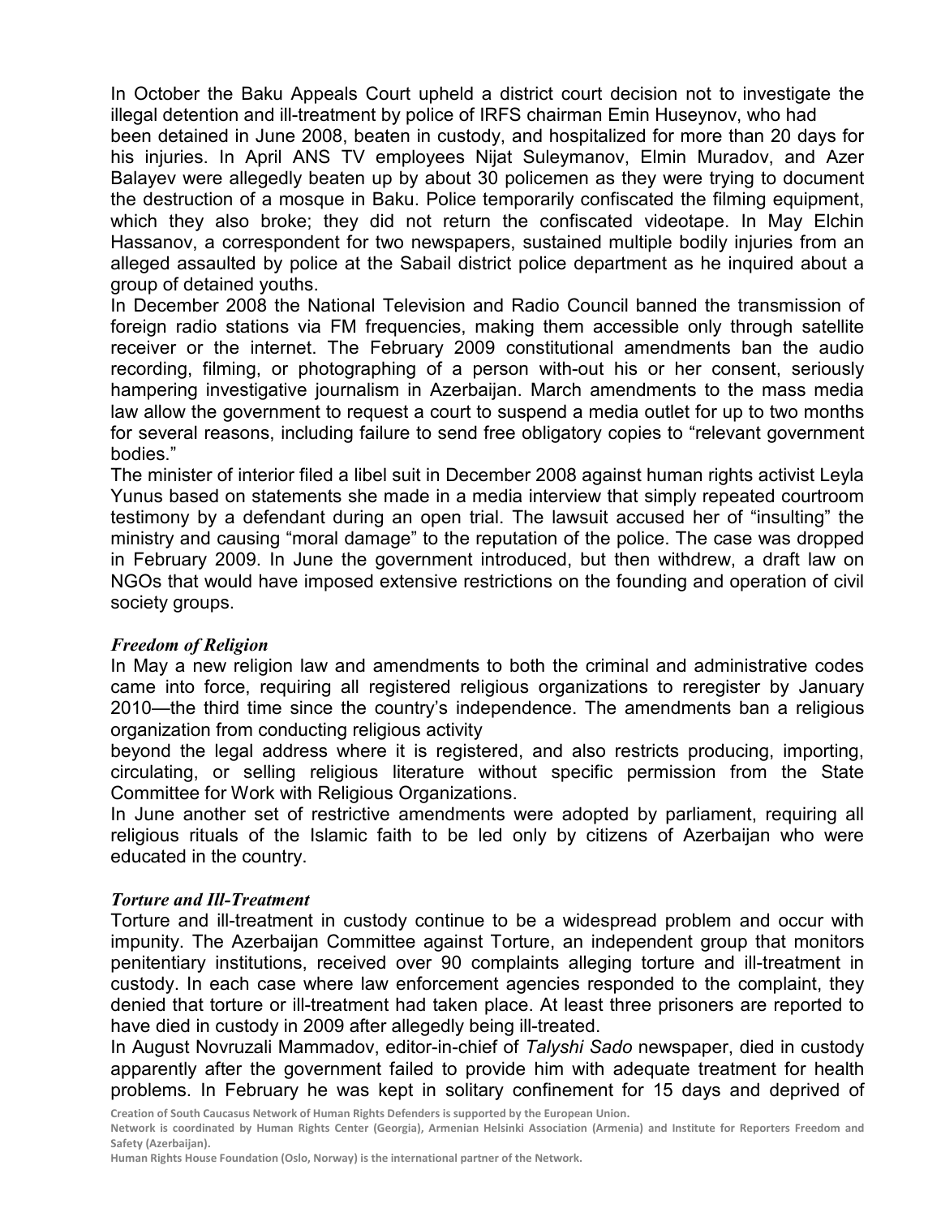In October the Baku Appeals Court upheld a district court decision not to investigate the illegal detention and ill-treatment by police of IRFS chairman Emin Huseynov, who had been detained in June 2008, beaten in custody, and hospitalized for more than 20 days for his injuries. In April ANS TV employees Nijat Suleymanov, Elmin Muradov, and Azer Balayev were allegedly beaten up by about 30 policemen as they were trying to document the destruction of a mosque in Baku. Police temporarily confiscated the filming equipment, which they also broke; they did not return the confiscated videotape. In May Elchin Hassanov, a correspondent for two newspapers, sustained multiple bodily injuries from an alleged assaulted by police at the Sabail district police department as he inquired about a group of detained youths.

In December 2008 the National Television and Radio Council banned the transmission of foreign radio stations via FM frequencies, making them accessible only through satellite receiver or the internet. The February 2009 constitutional amendments ban the audio recording, filming, or photographing of a person with-out his or her consent, seriously hampering investigative journalism in Azerbaijan. March amendments to the mass media law allow the government to request a court to suspend a media outlet for up to two months for several reasons, including failure to send free obligatory copies to "relevant government bodies."

The minister of interior filed a libel suit in December 2008 against human rights activist Leyla Yunus based on statements she made in a media interview that simply repeated courtroom testimony by a defendant during an open trial. The lawsuit accused her of "insulting" the ministry and causing "moral damage" to the reputation of the police. The case was dropped in February 2009. In June the government introduced, but then withdrew, a draft law on NGOs that would have imposed extensive restrictions on the founding and operation of civil society groups.

### *Freedom of Religion*

In May a new religion law and amendments to both the criminal and administrative codes came into force, requiring all registered religious organizations to reregister by January 2010—the third time since the country's independence. The amendments ban a religious organization from conducting religious activity beyond the legal address where it is registered, and also restricts producing, importing, circulating, or selling religious literature without specific permission from the State Committee for Work with Religious Organizations.

In June another set of restrictive amendments were adopted by parliament, requiring all religious rituals of the Islamic faith to be led only by citizens of Azerbaijan who were educated in the country.

### *Torture and Ill-Treatment*

Torture and ill-treatment in custody continue to be a widespread problem and occur with impunity. The Azerbaijan Committee against Torture, an independent group that monitors penitentiary institutions, received over 90 complaints alleging torture and ill-treatment in custody. In each case where law enforcement agencies responded to the complaint, they denied that torture or ill-treatment had taken place. At least three prisoners are reported to have died in custody in 2009 after allegedly being ill-treated.

In August Novruzali Mammadov, editor-in-chief of *Talyshi Sado* newspaper, died in custody apparently after the government failed to provide him with adequate treatment for health problems. In February he was kept in solitary confinement for 15 days and deprived of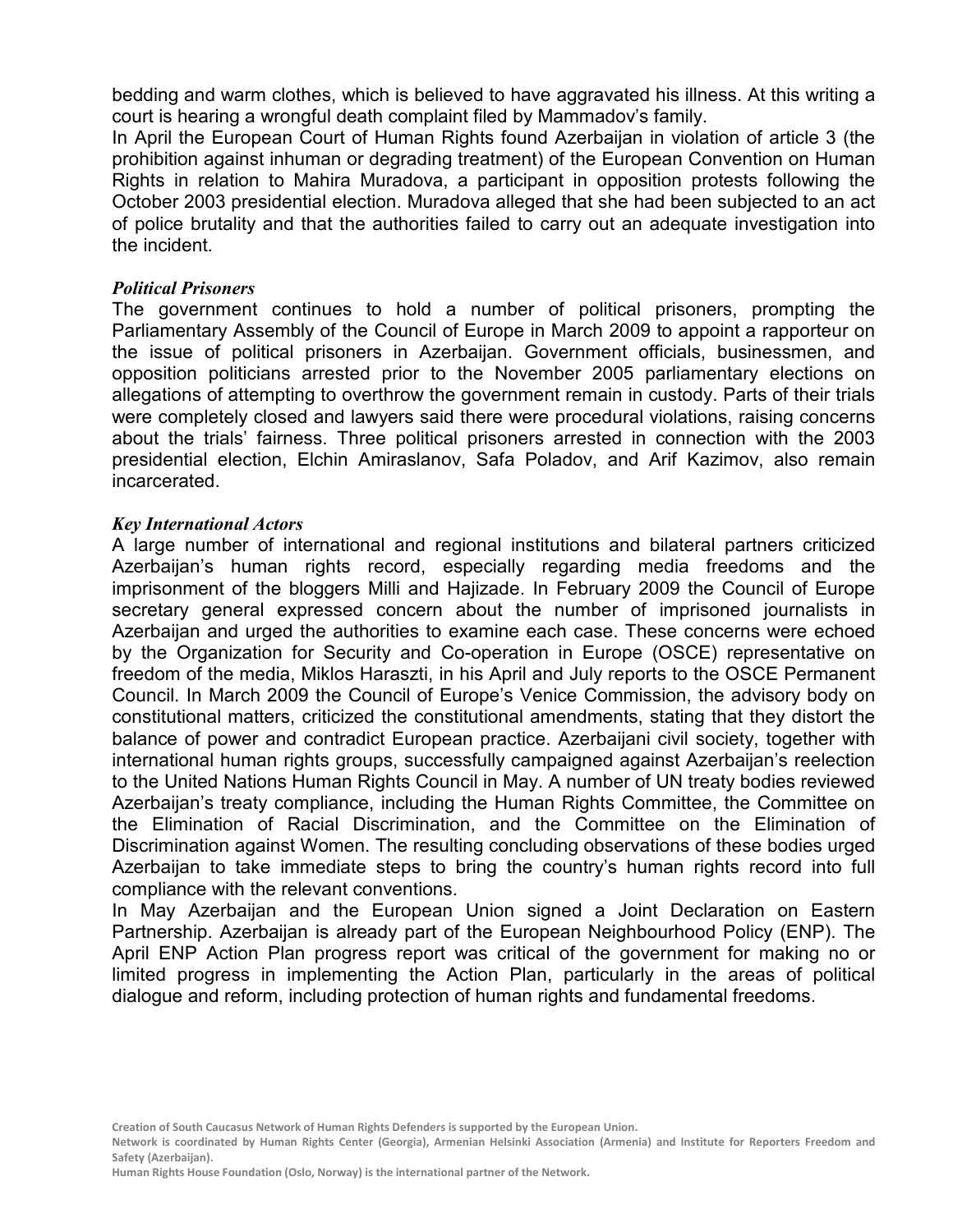bedding and warm clothes, which is believed to have aggravated his illness. At this writing a court is hearing a wrongful death complaint filed by Mammadov's family.

In April the European Court of Human Rights found Azerbaijan in violation of article 3 (the prohibition against inhuman or degrading treatment) of the European Convention on Human Rights in relation to Mahira Muradova, a participant in opposition protests following the October 2003 presidential election. Muradova alleged that she had been subjected to an act of police brutality and that the authorities failed to carry out an adequate investigation into the incident.

### *Political Prisoners*

The government continues to hold a number of political prisoners, prompting the Parliamentary Assembly of the Council of Europe in March 2009 to appoint a rapporteur on the issue of political prisoners in Azerbaijan. Government officials, businessmen, and opposition politicians arrested prior to the November 2005 parliamentary elections on allegations of attempting to overthrow the government remain in custody. Parts of their trials were completely closed and lawyers said there were procedural violations, raising concerns about the trials' fairness. Three political prisoners arrested in connection with the 2003 presidential election, Elchin Amiraslanov, Safa Poladov, and Arif Kazimov, also remain incarcerated.

### *Key International Actors*

A large number of international and regional institutions and bilateral partners criticized Azerbaijan's human rights record, especially regarding media freedoms and the imprisonment of the bloggers Milli and Hajizade. In February 2009 the Council of Europe secretary general expressed concern about the number of imprisoned journalists in Azerbaijan and urged the authorities to examine each case. These concerns were echoed by the Organization for Security and Co-operation in Europe (OSCE) representative on freedom of the media, Miklos Haraszti, in his April and July reports to the OSCE Permanent Council. In March 2009 the Council of Europe's Venice Commission, the advisory body on constitutional matters, criticized the constitutional amendments, stating that they distort the balance of power and contradict European practice. Azerbaijani civil society, together with international human rights groups, successfully campaigned against Azerbaijan's reelection to the United Nations Human Rights Council in May. A number of UN treaty bodies reviewed Azerbaijan's treaty compliance, including the Human Rights Committee, the Committee on the Elimination of Racial Discrimination, and the Committee on the Elimination of Discrimination against Women. The resulting concluding observations of these bodies urged Azerbaijan to take immediate steps to bring the country's human rights record into full compliance with the relevant conventions.

In May Azerbaijan and the European Union signed a Joint Declaration on Eastern Partnership. Azerbaijan is already part of the European Neighbourhood Policy (ENP). The April ENP Action Plan progress report was critical of the government for making no or limited progress in implementing the Action Plan, particularly in the areas of political dialogue and reform, including protection of human rights and fundamental freedoms.